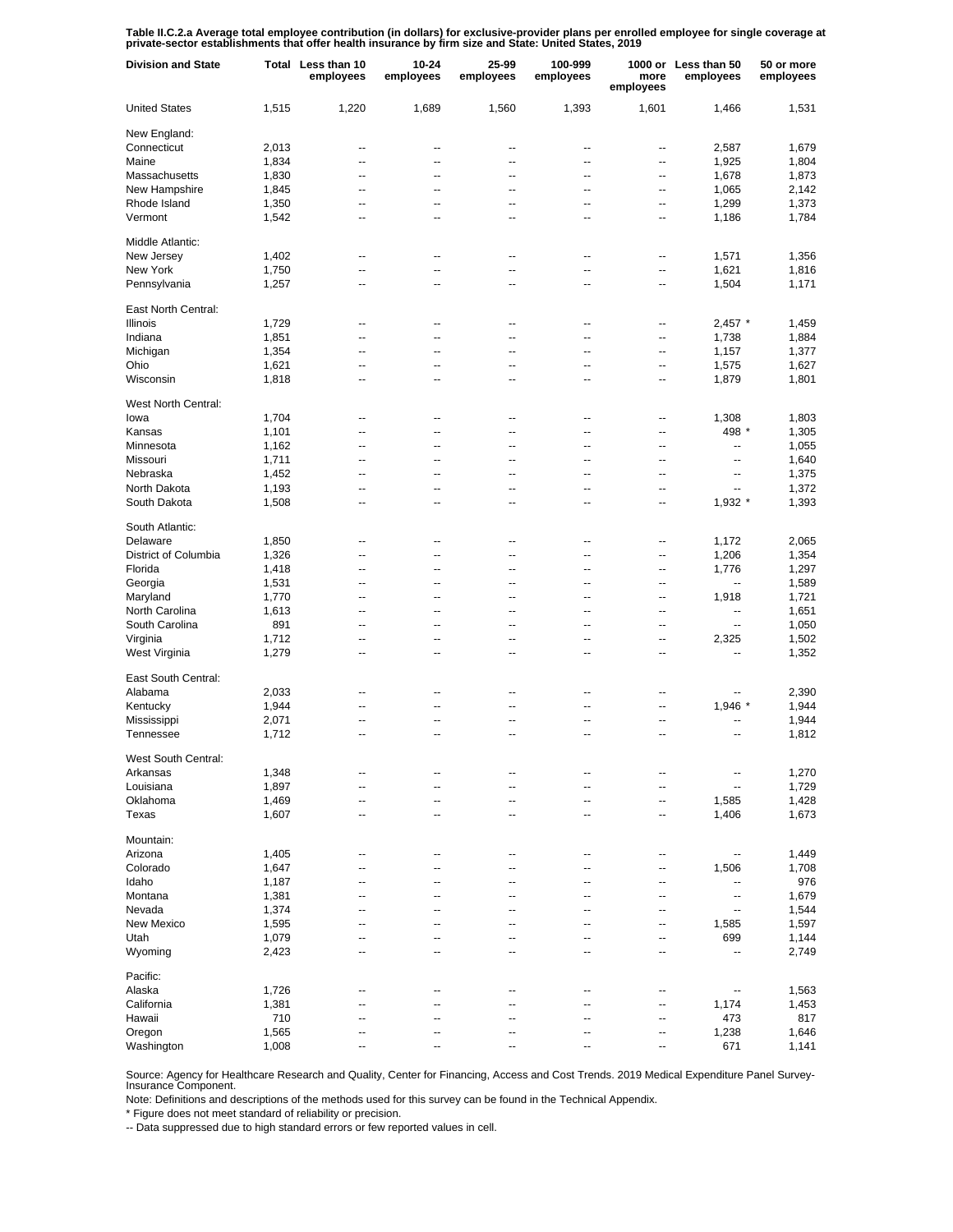**Table II.C.2.a Average total employee contribution (in dollars) for exclusive-provider plans per enrolled employee for single coverage at private-sector establishments that offer health insurance by firm size and State: United States, 2019**

| Division and State | Total | Less than 10 employees | 10-24 employees | 25-99 employees | 100-999 employees | 1000 or more employees | Less than 50 employees | 50 or more employees |
|---|---|---|---|---|---|---|---|---|
| United States | 1,515 | 1,220 | 1,689 | 1,560 | 1,393 | 1,601 | 1,466 | 1,531 |
| New England: | | | | | | | | |
| Connecticut | 2,013 | -- | -- | -- | -- | -- | 2,587 | 1,679 |
| Maine | 1,834 | -- | -- | -- | -- | -- | 1,925 | 1,804 |
| Massachusetts | 1,830 | -- | -- | -- | -- | -- | 1,678 | 1,873 |
| New Hampshire | 1,845 | -- | -- | -- | -- | -- | 1,065 | 2,142 |
| Rhode Island | 1,350 | -- | -- | -- | -- | -- | 1,299 | 1,373 |
| Vermont | 1,542 | -- | -- | -- | -- | -- | 1,186 | 1,784 |
| Middle Atlantic: | | | | | | | | |
| New Jersey | 1,402 | -- | -- | -- | -- | -- | 1,571 | 1,356 |
| New York | 1,750 | -- | -- | -- | -- | -- | 1,621 | 1,816 |
| Pennsylvania | 1,257 | -- | -- | -- | -- | -- | 1,504 | 1,171 |
| East North Central: | | | | | | | | |
| Illinois | 1,729 | -- | -- | -- | -- | -- | 2,457 * | 1,459 |
| Indiana | 1,851 | -- | -- | -- | -- | -- | 1,738 | 1,884 |
| Michigan | 1,354 | -- | -- | -- | -- | -- | 1,157 | 1,377 |
| Ohio | 1,621 | -- | -- | -- | -- | -- | 1,575 | 1,627 |
| Wisconsin | 1,818 | -- | -- | -- | -- | -- | 1,879 | 1,801 |
| West North Central: | | | | | | | | |
| Iowa | 1,704 | -- | -- | -- | -- | -- | 1,308 | 1,803 |
| Kansas | 1,101 | -- | -- | -- | -- | -- | 498 * | 1,305 |
| Minnesota | 1,162 | -- | -- | -- | -- | -- | -- | 1,055 |
| Missouri | 1,711 | -- | -- | -- | -- | -- | -- | 1,640 |
| Nebraska | 1,452 | -- | -- | -- | -- | -- | -- | 1,375 |
| North Dakota | 1,193 | -- | -- | -- | -- | -- | -- | 1,372 |
| South Dakota | 1,508 | -- | -- | -- | -- | -- | 1,932 * | 1,393 |
| South Atlantic: | | | | | | | | |
| Delaware | 1,850 | -- | -- | -- | -- | -- | 1,172 | 2,065 |
| District of Columbia | 1,326 | -- | -- | -- | -- | -- | 1,206 | 1,354 |
| Florida | 1,418 | -- | -- | -- | -- | -- | 1,776 | 1,297 |
| Georgia | 1,531 | -- | -- | -- | -- | -- | -- | 1,589 |
| Maryland | 1,770 | -- | -- | -- | -- | -- | 1,918 | 1,721 |
| North Carolina | 1,613 | -- | -- | -- | -- | -- | -- | 1,651 |
| South Carolina | 891 | -- | -- | -- | -- | -- | -- | 1,050 |
| Virginia | 1,712 | -- | -- | -- | -- | -- | 2,325 | 1,502 |
| West Virginia | 1,279 | -- | -- | -- | -- | -- | -- | 1,352 |
| East South Central: | | | | | | | | |
| Alabama | 2,033 | -- | -- | -- | -- | -- | -- | 2,390 |
| Kentucky | 1,944 | -- | -- | -- | -- | -- | 1,946 * | 1,944 |
| Mississippi | 2,071 | -- | -- | -- | -- | -- | -- | 1,944 |
| Tennessee | 1,712 | -- | -- | -- | -- | -- | -- | 1,812 |
| West South Central: | | | | | | | | |
| Arkansas | 1,348 | -- | -- | -- | -- | -- | -- | 1,270 |
| Louisiana | 1,897 | -- | -- | -- | -- | -- | -- | 1,729 |
| Oklahoma | 1,469 | -- | -- | -- | -- | -- | 1,585 | 1,428 |
| Texas | 1,607 | -- | -- | -- | -- | -- | 1,406 | 1,673 |
| Mountain: | | | | | | | | |
| Arizona | 1,405 | -- | -- | -- | -- | -- | -- | 1,449 |
| Colorado | 1,647 | -- | -- | -- | -- | -- | 1,506 | 1,708 |
| Idaho | 1,187 | -- | -- | -- | -- | -- | -- | 976 |
| Montana | 1,381 | -- | -- | -- | -- | -- | -- | 1,679 |
| Nevada | 1,374 | -- | -- | -- | -- | -- | -- | 1,544 |
| New Mexico | 1,595 | -- | -- | -- | -- | -- | 1,585 | 1,597 |
| Utah | 1,079 | -- | -- | -- | -- | -- | 699 | 1,144 |
| Wyoming | 2,423 | -- | -- | -- | -- | -- | -- | 2,749 |
| Pacific: | | | | | | | | |
| Alaska | 1,726 | -- | -- | -- | -- | -- | -- | 1,563 |
| California | 1,381 | -- | -- | -- | -- | -- | 1,174 | 1,453 |
| Hawaii | 710 | -- | -- | -- | -- | -- | 473 | 817 |
| Oregon | 1,565 | -- | -- | -- | -- | -- | 1,238 | 1,646 |
| Washington | 1,008 | -- | -- | -- | -- | -- | 671 | 1,141 |

Source: Agency for Healthcare Research and Quality, Center for Financing, Access and Cost Trends. 2019 Medical Expenditure Panel Survey-Insurance Component.

Note: Definitions and descriptions of the methods used for this survey can be found in the Technical Appendix.

* Figure does not meet standard of reliability or precision.

-- Data suppressed due to high standard errors or few reported values in cell.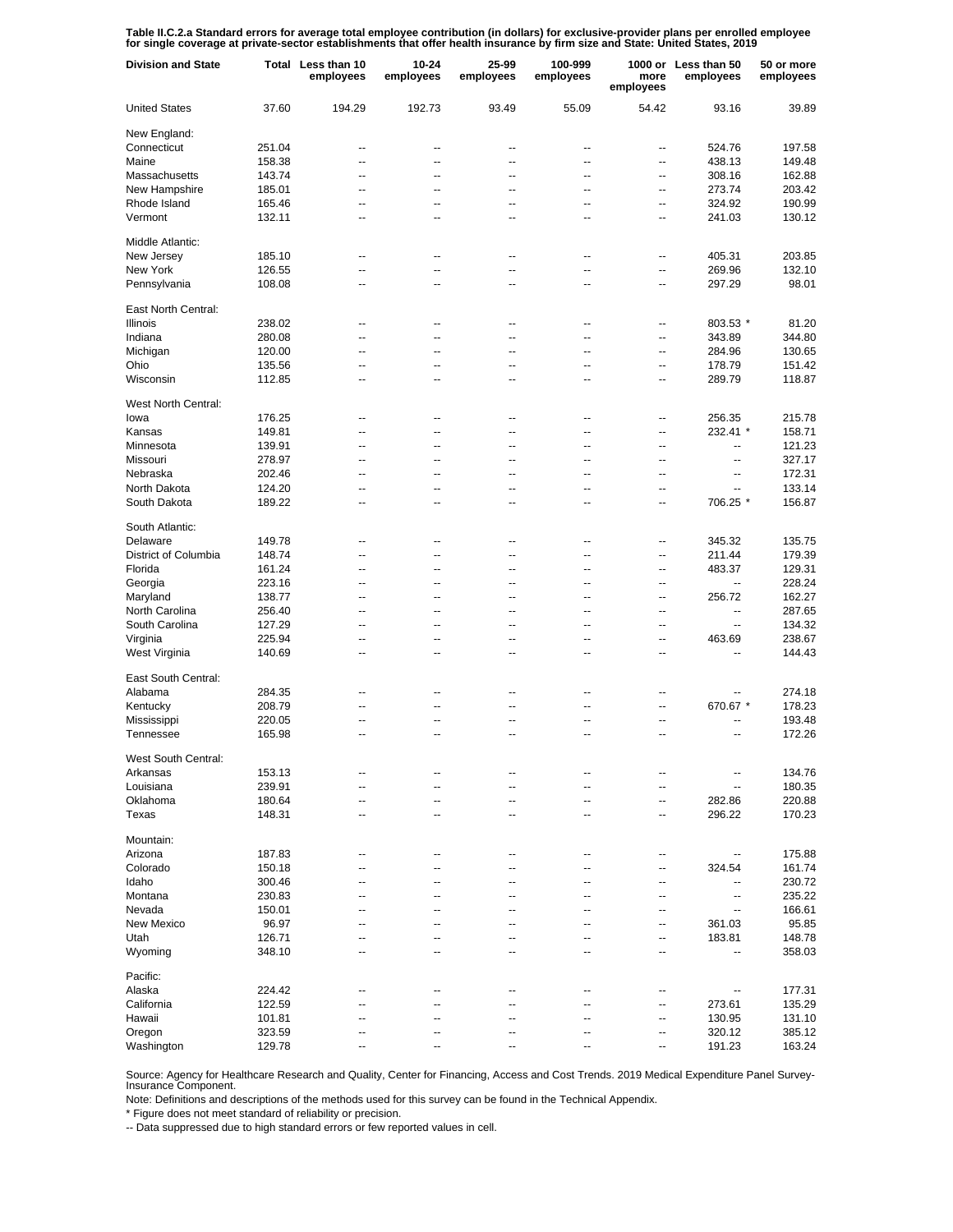**Table II.C.2.a Standard errors for average total employee contribution (in dollars) for exclusive-provider plans per enrolled employee for single coverage at private-sector establishments that offer health insurance by firm size and State: United States, 2019**

| Division and State | Total | Less than 10 employees | 10-24 employees | 25-99 employees | 100-999 employees | 1000 or more employees | Less than 50 employees | 50 or more employees |
|---|---|---|---|---|---|---|---|---|
| United States | 37.60 | 194.29 | 192.73 | 93.49 | 55.09 | 54.42 | 93.16 | 39.89 |
| New England: | | | | | | | | |
| Connecticut | 251.04 | -- | -- | -- | -- | -- | 524.76 | 197.58 |
| Maine | 158.38 | -- | -- | -- | -- | -- | 438.13 | 149.48 |
| Massachusetts | 143.74 | -- | -- | -- | -- | -- | 308.16 | 162.88 |
| New Hampshire | 185.01 | -- | -- | -- | -- | -- | 273.74 | 203.42 |
| Rhode Island | 165.46 | -- | -- | -- | -- | -- | 324.92 | 190.99 |
| Vermont | 132.11 | -- | -- | -- | -- | -- | 241.03 | 130.12 |
| Middle Atlantic: | | | | | | | | |
| New Jersey | 185.10 | -- | -- | -- | -- | -- | 405.31 | 203.85 |
| New York | 126.55 | -- | -- | -- | -- | -- | 269.96 | 132.10 |
| Pennsylvania | 108.08 | -- | -- | -- | -- | -- | 297.29 | 98.01 |
| East North Central: | | | | | | | | |
| Illinois | 238.02 | -- | -- | -- | -- | -- | 803.53 * | 81.20 |
| Indiana | 280.08 | -- | -- | -- | -- | -- | 343.89 | 344.80 |
| Michigan | 120.00 | -- | -- | -- | -- | -- | 284.96 | 130.65 |
| Ohio | 135.56 | -- | -- | -- | -- | -- | 178.79 | 151.42 |
| Wisconsin | 112.85 | -- | -- | -- | -- | -- | 289.79 | 118.87 |
| West North Central: | | | | | | | | |
| Iowa | 176.25 | -- | -- | -- | -- | -- | 256.35 | 215.78 |
| Kansas | 149.81 | -- | -- | -- | -- | -- | 232.41 * | 158.71 |
| Minnesota | 139.91 | -- | -- | -- | -- | -- | -- | 121.23 |
| Missouri | 278.97 | -- | -- | -- | -- | -- | -- | 327.17 |
| Nebraska | 202.46 | -- | -- | -- | -- | -- | -- | 172.31 |
| North Dakota | 124.20 | -- | -- | -- | -- | -- | -- | 133.14 |
| South Dakota | 189.22 | -- | -- | -- | -- | -- | 706.25 * | 156.87 |
| South Atlantic: | | | | | | | | |
| Delaware | 149.78 | -- | -- | -- | -- | -- | 345.32 | 135.75 |
| District of Columbia | 148.74 | -- | -- | -- | -- | -- | 211.44 | 179.39 |
| Florida | 161.24 | -- | -- | -- | -- | -- | 483.37 | 129.31 |
| Georgia | 223.16 | -- | -- | -- | -- | -- | -- | 228.24 |
| Maryland | 138.77 | -- | -- | -- | -- | -- | 256.72 | 162.27 |
| North Carolina | 256.40 | -- | -- | -- | -- | -- | -- | 287.65 |
| South Carolina | 127.29 | -- | -- | -- | -- | -- | -- | 134.32 |
| Virginia | 225.94 | -- | -- | -- | -- | -- | 463.69 | 238.67 |
| West Virginia | 140.69 | -- | -- | -- | -- | -- | -- | 144.43 |
| East South Central: | | | | | | | | |
| Alabama | 284.35 | -- | -- | -- | -- | -- | -- | 274.18 |
| Kentucky | 208.79 | -- | -- | -- | -- | -- | 670.67 * | 178.23 |
| Mississippi | 220.05 | -- | -- | -- | -- | -- | -- | 193.48 |
| Tennessee | 165.98 | -- | -- | -- | -- | -- | -- | 172.26 |
| West South Central: | | | | | | | | |
| Arkansas | 153.13 | -- | -- | -- | -- | -- | -- | 134.76 |
| Louisiana | 239.91 | -- | -- | -- | -- | -- | -- | 180.35 |
| Oklahoma | 180.64 | -- | -- | -- | -- | -- | 282.86 | 220.88 |
| Texas | 148.31 | -- | -- | -- | -- | -- | 296.22 | 170.23 |
| Mountain: | | | | | | | | |
| Arizona | 187.83 | -- | -- | -- | -- | -- | -- | 175.88 |
| Colorado | 150.18 | -- | -- | -- | -- | -- | 324.54 | 161.74 |
| Idaho | 300.46 | -- | -- | -- | -- | -- | -- | 230.72 |
| Montana | 230.83 | -- | -- | -- | -- | -- | -- | 235.22 |
| Nevada | 150.01 | -- | -- | -- | -- | -- | -- | 166.61 |
| New Mexico | 96.97 | -- | -- | -- | -- | -- | 361.03 | 95.85 |
| Utah | 126.71 | -- | -- | -- | -- | -- | 183.81 | 148.78 |
| Wyoming | 348.10 | -- | -- | -- | -- | -- | -- | 358.03 |
| Pacific: | | | | | | | | |
| Alaska | 224.42 | -- | -- | -- | -- | -- | -- | 177.31 |
| California | 122.59 | -- | -- | -- | -- | -- | 273.61 | 135.29 |
| Hawaii | 101.81 | -- | -- | -- | -- | -- | 130.95 | 131.10 |
| Oregon | 323.59 | -- | -- | -- | -- | -- | 320.12 | 385.12 |
| Washington | 129.78 | -- | -- | -- | -- | -- | 191.23 | 163.24 |

Source: Agency for Healthcare Research and Quality, Center for Financing, Access and Cost Trends. 2019 Medical Expenditure Panel Survey-Insurance Component.

Note: Definitions and descriptions of the methods used for this survey can be found in the Technical Appendix.

* Figure does not meet standard of reliability or precision.

-- Data suppressed due to high standard errors or few reported values in cell.